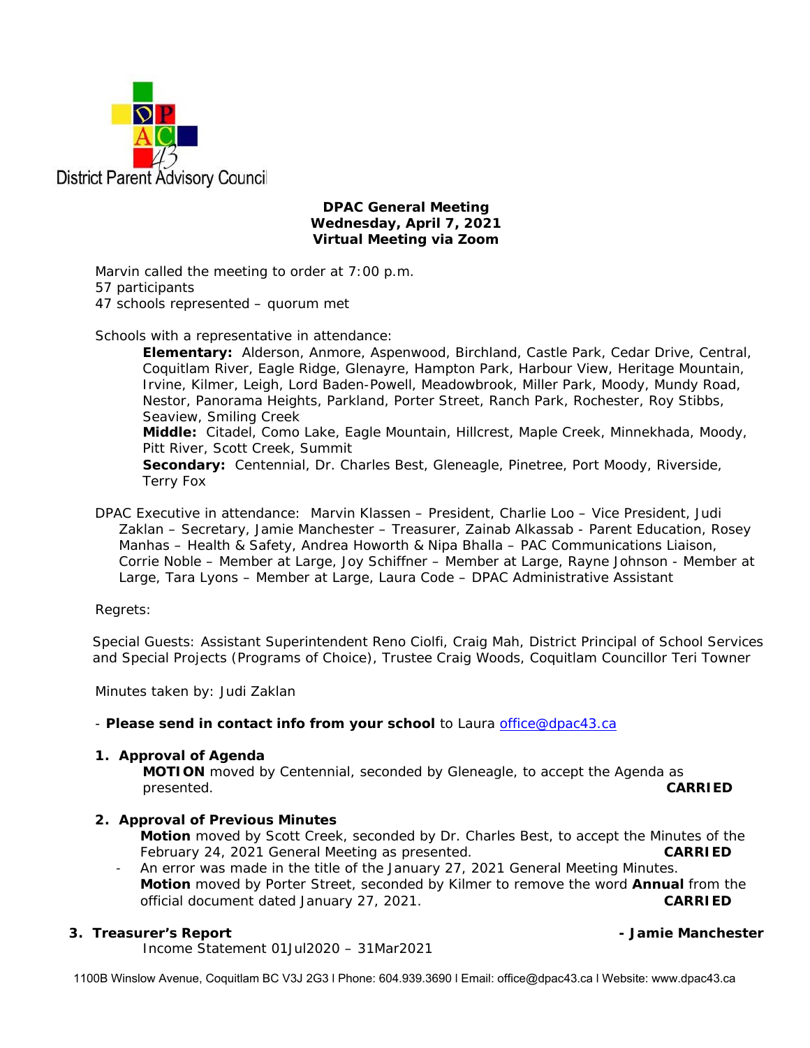District Parent Advisory Council

**DPAC General Meeting**
**Wednesday, April 7, 2021**
**Virtual Meeting via Zoom**

Marvin called the meeting to order at 7:00 p.m.
57 participants
47 schools represented – quorum met

Schools with a representative in attendance:

**Elementary:** Alderson, Anmore, Aspenwood, Birchland, Castle Park, Cedar Drive, Central, Coquitlam River, Eagle Ridge, Glenayre, Hampton Park, Harbour View, Heritage Mountain, Irvine, Kilmer, Leigh, Lord Baden-Powell, Meadowbrook, Miller Park, Moody, Mundy Road, Nestor, Panorama Heights, Parkland, Porter Street, Ranch Park, Rochester, Roy Stibbs, Seaview, Smiling Creek
**Middle:** Citadel, Como Lake, Eagle Mountain, Hillcrest, Maple Creek, Minnekhada, Moody, Pitt River, Scott Creek, Summit
**Secondary:** Centennial, Dr. Charles Best, Gleneagle, Pinetree, Port Moody, Riverside, Terry Fox

DPAC Executive in attendance: Marvin Klassen – President, Charlie Loo – Vice President, Judi Zaklan – Secretary, Jamie Manchester – Treasurer, Zainab Alkassab - Parent Education, Rosey Manhas – Health & Safety, Andrea Howorth & Nipa Bhalla – PAC Communications Liaison, Corrie Noble – Member at Large, Joy Schiffner – Member at Large, Rayne Johnson - Member at Large, Tara Lyons – Member at Large, Laura Code – DPAC Administrative Assistant

Regrets:

Special Guests: Assistant Superintendent Reno Ciolfi, Craig Mah, District Principal of School Services and Special Projects (Programs of Choice), Trustee Craig Woods, Coquitlam Councillor Teri Towner

Minutes taken by: Judi Zaklan

- **Please send in contact info from your school** to Laura office@dpac43.ca

1. **Approval of Agenda**
   **MOTION** moved by Centennial, seconded by Gleneagle, to accept the Agenda as presented. **CARRIED**

2. **Approval of Previous Minutes**
   **Motion** moved by Scott Creek, seconded by Dr. Charles Best, to accept the Minutes of the February 24, 2021 General Meeting as presented. **CARRIED**
   - An error was made in the title of the January 27, 2021 General Meeting Minutes.
     **Motion** moved by Porter Street, seconded by Kilmer to remove the word **Annual** from the official document dated January 27, 2021. **CARRIED**

3. **Treasurer's Report** **- Jamie Manchester**
   Income Statement 01Jul2020 – 31Mar2021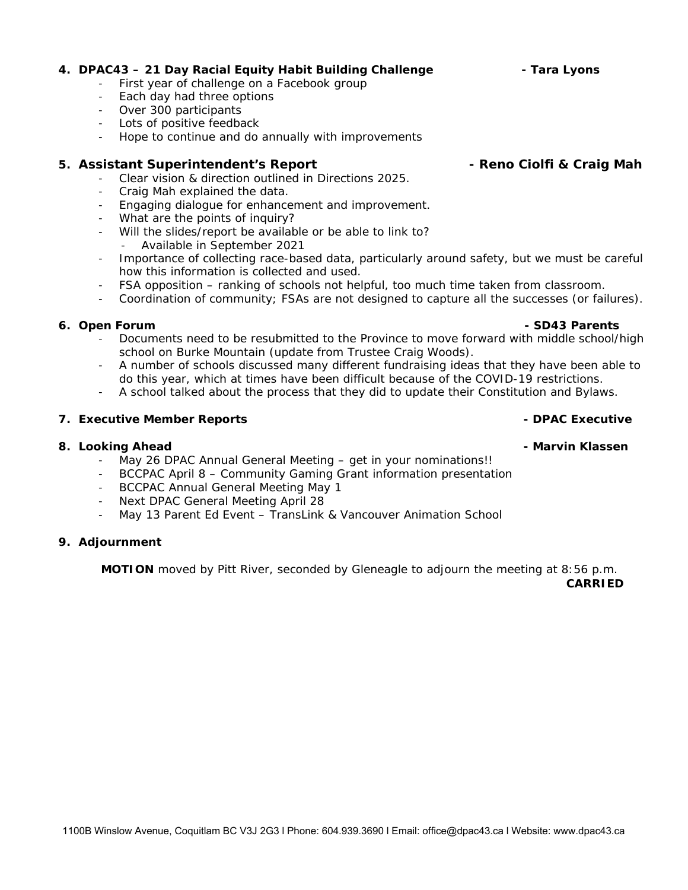**4. DPAC43 – 21 Day Racial Equity Habit Building Challenge - Tara Lyons**

- First year of challenge on a Facebook group
- Each day had three options
- Over 300 participants
- Lots of positive feedback
- Hope to continue and do annually with improvements

**5. Assistant Superintendent's Report - Reno Ciolfi & Craig Mah**

- Clear vision & direction outlined in Directions 2025.
- Craig Mah explained the data.
- Engaging dialogue for enhancement and improvement.
- What are the points of inquiry?
- Will the slides/report be available or be able to link to?
  - Available in September 2021
- Importance of collecting race-based data, particularly around safety, but we must be careful how this information is collected and used.
- FSA opposition – ranking of schools not helpful, too much time taken from classroom.
- Coordination of community; FSAs are not designed to capture all the successes (or failures).

**6. Open Forum - SD43 Parents**

- Documents need to be resubmitted to the Province to move forward with middle school/high school on Burke Mountain (update from Trustee Craig Woods).
- A number of schools discussed many different fundraising ideas that they have been able to do this year, which at times have been difficult because of the COVID-19 restrictions.
- A school talked about the process that they did to update their Constitution and Bylaws.

**7. Executive Member Reports - DPAC Executive**

**8. Looking Ahead - Marvin Klassen**

- May 26 DPAC Annual General Meeting – get in your nominations!!
- BCCPAC April 8 – Community Gaming Grant information presentation
- BCCPAC Annual General Meeting May 1
- Next DPAC General Meeting April 28
- May 13 Parent Ed Event – TransLink & Vancouver Animation School

**9. Adjournment**

**MOTION** moved by Pitt River, seconded by Gleneagle to adjourn the meeting at 8:56 p.m.

**CARRIED**

1100B Winslow Avenue, Coquitlam BC V3J 2G3 l Phone: 604.939.3690 l Email: office@dpac43.ca l Website: www.dpac43.ca